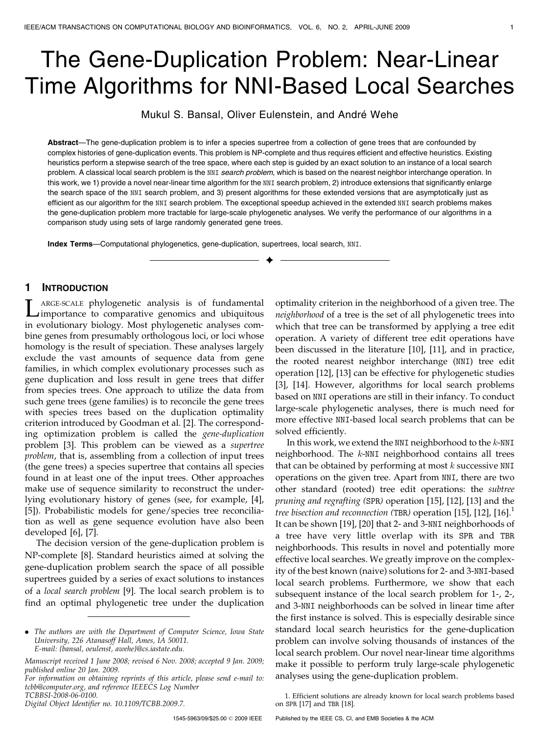# The Gene-Duplication Problem: Near-Linear Time Algorithms for NNI-Based Local Searches

Mukul S. Bansal, Oliver Eulenstein, and André Wehe

**Abstract**—The gene-duplication problem is to infer a species supertree from a collection of gene trees that are confounded by complex histories of gene-duplication events. This problem is NP-complete and thus requires efficient and effective heuristics. Existing heuristics perform a stepwise search of the tree space, where each step is guided by an exact solution to an instance of a local search problem. A classical local search problem is the NNI *search problem*, which is based on the nearest neighbor interchange operation. In this work, we 1) provide a novel near-linear time algorithm for the NNI search problem, 2) introduce extensions that significantly enlarge the search space of the NNI search problem, and 3) present algorithms for these extended versions that are asymptotically just as efficient as our algorithm for the NNI search problem. The exceptional speedup achieved in the extended NNI search problems makes the gene-duplication problem more tractable for large-scale phylogenetic analyses. We verify the performance of our algorithms in a comparison study using sets of large randomly generated gene trees.

**Index Terms**—Computational phylogenetics, gene-duplication, supertrees, local search, NNI.

## 1 Introduction

Large-scale phylogenetic analysis is of fundamental importance to comparative genomics and ubiquitous in evolutionary biology. Most phylogenetic analyses combine genes from presumably orthologous loci, or loci whose homology is the result of speciation. These analyses largely exclude the vast amounts of sequence data from gene families, in which complex evolutionary processes such as gene duplication and loss result in gene trees that differ from species trees. One approach to utilize the data from such gene trees (gene families) is to reconcile the gene trees with species trees based on the duplication optimality criterion introduced by Goodman et al. [2]. The corresponding optimization problem is called the *gene-duplication* problem [3]. This problem can be viewed as a *supertree problem*, that is, assembling from a collection of input trees (the gene trees) a species supertree that contains all species found in at least one of the input trees. Other approaches make use of sequence similarity to reconstruct the underlying evolutionary history of genes (see, for example, [4], [5]). Probabilistic models for gene/species tree reconciliation as well as gene sequence evolution have also been developed [6], [7].

The decision version of the gene-duplication problem is NP-complete [8]. Standard heuristics aimed at solving the gene-duplication problem search the space of all possible supertrees guided by a series of exact solutions to instances of a *local search problem* [9]. The local search problem is to find an optimal phylogenetic tree under the duplication optimality criterion in the neighborhood of a given tree. The *neighborhood* of a tree is the set of all phylogenetic trees into which that tree can be transformed by applying a tree edit operation. A variety of different tree edit operations have been discussed in the literature [10], [11], and in practice, the rooted nearest neighbor interchange (NNI) tree edit operation [12], [13] can be effective for phylogenetic studies [3], [14]. However, algorithms for local search problems based on NNI operations are still in their infancy. To conduct large-scale phylogenetic analyses, there is much need for more effective NNI-based local search problems that can be solved efficiently.

In this work, we extend the NNI neighborhood to the $k$-NNI neighborhood. The $k$-NNI neighborhood contains all trees that can be obtained by performing at most $k$ successive NNI operations on the given tree. Apart from NNI, there are two other standard (rooted) tree edit operations: the *subtree pruning and regrafting (*SPR*)* operation [15], [12], [13] and the *tree bisection and reconnection (*TBR*)* operation [15], [12], [16].[1] It can be shown [19], [20] that 2- and 3-NNI neighborhoods of a tree have very little overlap with its SPR and TBR neighborhoods. This results in novel and potentially more effective local searches. We greatly improve on the complexity of the best known (naive) solutions for 2- and 3-NNI-based local search problems. Furthermore, we show that each subsequent instance of the local search problem for 1-, 2-, and 3-NNI neighborhoods can be solved in linear time after the first instance is solved. This is especially desirable since standard local search heuristics for the gene-duplication problem can involve solving thousands of instances of the local search problem. Our novel near-linear time algorithms make it possible to perform truly large-scale phylogenetic analyses using the gene-duplication problem.

---

- The authors are with the Department of Computer Science, Iowa State University, 226 Atanasoff Hall, Ames, IA 50011. E-mail: {bansal, oeulenst, awehe}@cs.iastate.edu.

*Manuscript received 1 June 2008; revised 6 Nov. 2008; accepted 9 Jan. 2009; published online 20 Jan. 2009.*
*For information on obtaining reprints of this article, please send e-mail to: tcbb@computer.org, and reference IEEECS Log Number TCBBSI-2008-06-0100.*
*Digital Object Identifier no. 10.1109/TCBB.2009.7.*

1. Efficient solutions are already known for local search problems based on SPR [17] and TBR [18].

1545-5963/09/$25.00 © 2009 IEEE Published by the IEEE CS, CI, and EMB Societies & the ACM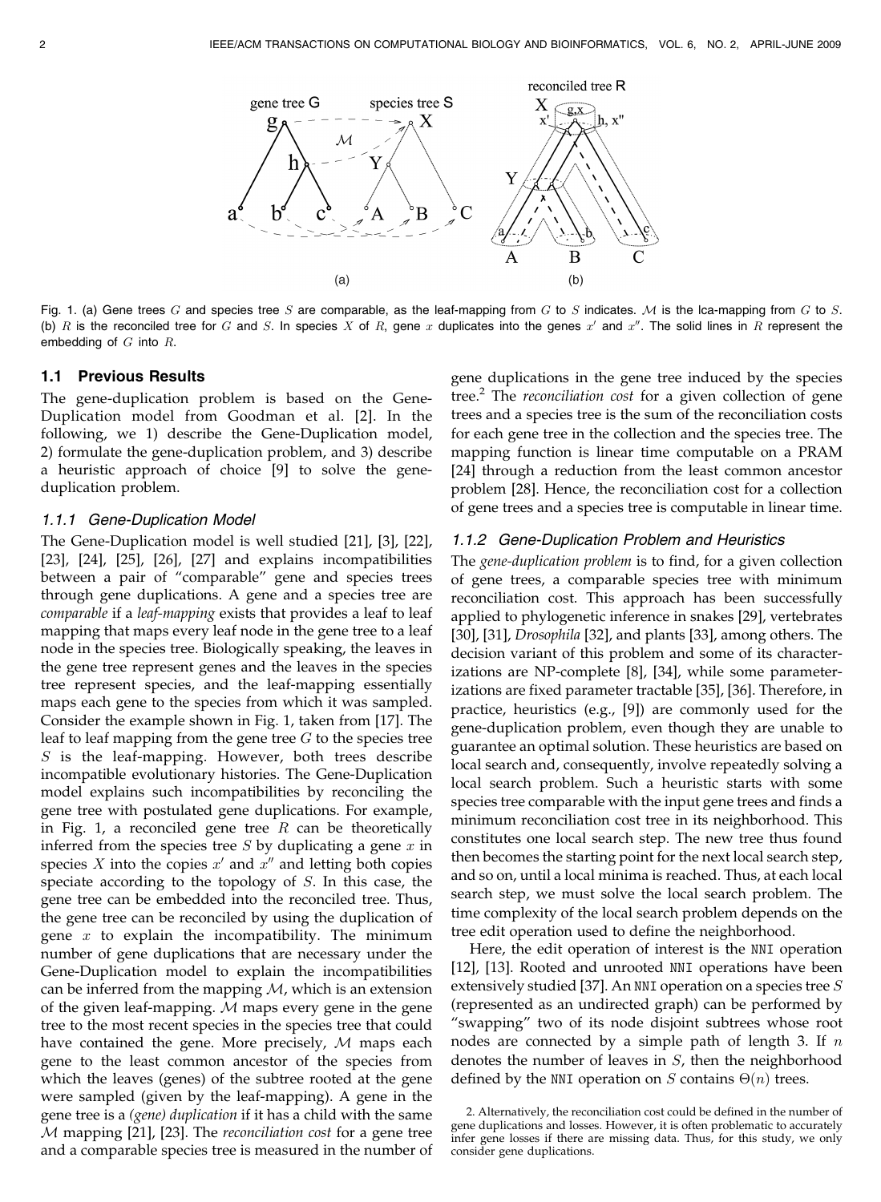Fig. 1. (a) Gene trees $G$ and species tree $S$ are comparable, as the leaf-mapping from $G$ to $S$ indicates. $\mathcal{M}$ is the lca-mapping from $G$ to $S$. (b) $R$ is the reconciled tree for $G$ and $S$. In species $X$ of $R$, gene $x$ duplicates into the genes $x'$ and $x''$. The solid lines in $R$ represent the embedding of $G$ into $R$.

### 1.1 Previous Results

The gene-duplication problem is based on the Gene-Duplication model from Goodman et al. [2]. In the following, we 1) describe the Gene-Duplication model, 2) formulate the gene-duplication problem, and 3) describe a heuristic approach of choice [9] to solve the gene-duplication problem.

#### 1.1.1 Gene-Duplication Model

The Gene-Duplication model is well studied [21], [3], [22], [23], [24], [25], [26], [27] and explains incompatibilities between a pair of "comparable" gene and species trees through gene duplications. A gene and a species tree are *comparable* if a *leaf-mapping* exists that provides a leaf to leaf mapping that maps every leaf node in the gene tree to a leaf node in the species tree. Biologically speaking, the leaves in the gene tree represent genes and the leaves in the species tree represent species, and the leaf-mapping essentially maps each gene to the species from which it was sampled. Consider the example shown in Fig. 1, taken from [17]. The leaf to leaf mapping from the gene tree $G$ to the species tree $S$ is the leaf-mapping. However, both trees describe incompatible evolutionary histories. The Gene-Duplication model explains such incompatibilities by reconciling the gene tree with postulated gene duplications. For example, in Fig. 1, a reconciled gene tree $R$ can be theoretically inferred from the species tree $S$ by duplicating a gene $x$ in species $X$ into the copies $x'$ and $x''$ and letting both copies speciate according to the topology of $S$. In this case, the gene tree can be embedded into the reconciled tree. Thus, the gene tree can be reconciled by using the duplication of gene $x$ to explain the incompatibility. The minimum number of gene duplications that are necessary under the Gene-Duplication model to explain the incompatibilities can be inferred from the mapping $\mathcal{M}$, which is an extension of the given leaf-mapping. $\mathcal{M}$ maps every gene in the gene tree to the most recent species in the species tree that could have contained the gene. More precisely, $\mathcal{M}$ maps each gene to the least common ancestor of the species from which the leaves (genes) of the subtree rooted at the gene were sampled (given by the leaf-mapping). A gene in the gene tree is a *(gene) duplication* if it has a child with the same $\mathcal{M}$ mapping [21], [23]. The *reconciliation cost* for a gene tree and a comparable species tree is measured in the number of gene duplications in the gene tree induced by the species tree.[2] The *reconciliation cost* for a given collection of gene trees and a species tree is the sum of the reconciliation costs for each gene tree in the collection and the species tree. The mapping function is linear time computable on a PRAM [24] through a reduction from the least common ancestor problem [28]. Hence, the reconciliation cost for a collection of gene trees and a species tree is computable in linear time.

#### 1.1.2 Gene-Duplication Problem and Heuristics

The *gene-duplication problem* is to find, for a given collection of gene trees, a comparable species tree with minimum reconciliation cost. This approach has been successfully applied to phylogenetic inference in snakes [29], vertebrates [30], [31], *Drosophila* [32], and plants [33], among others. The decision variant of this problem and some of its characterizations are NP-complete [8], [34], while some parameterizations are fixed parameter tractable [35], [36]. Therefore, in practice, heuristics (e.g., [9]) are commonly used for the gene-duplication problem, even though they are unable to guarantee an optimal solution. These heuristics are based on local search and, consequently, involve repeatedly solving a local search problem. Such a heuristic starts with some species tree comparable with the input gene trees and finds a minimum reconciliation cost tree in its neighborhood. This constitutes one local search step. The new tree thus found then becomes the starting point for the next local search step, and so on, until a local minima is reached. Thus, at each local search step, we must solve the local search problem. The time complexity of the local search problem depends on the tree edit operation used to define the neighborhood.

Here, the edit operation of interest is the NNI operation [12], [13]. Rooted and unrooted NNI operations have been extensively studied [37]. An NNI operation on a species tree $S$ (represented as an undirected graph) can be performed by "swapping" two of its node disjoint subtrees whose root nodes are connected by a simple path of length 3. If $n$ denotes the number of leaves in $S$, then the neighborhood defined by the NNI operation on $S$ contains $\Theta(n)$ trees.

2. Alternatively, the reconciliation cost could be defined in the number of gene duplications and losses. However, it is often problematic to accurately infer gene losses if there are missing data. Thus, for this study, we only consider gene duplications.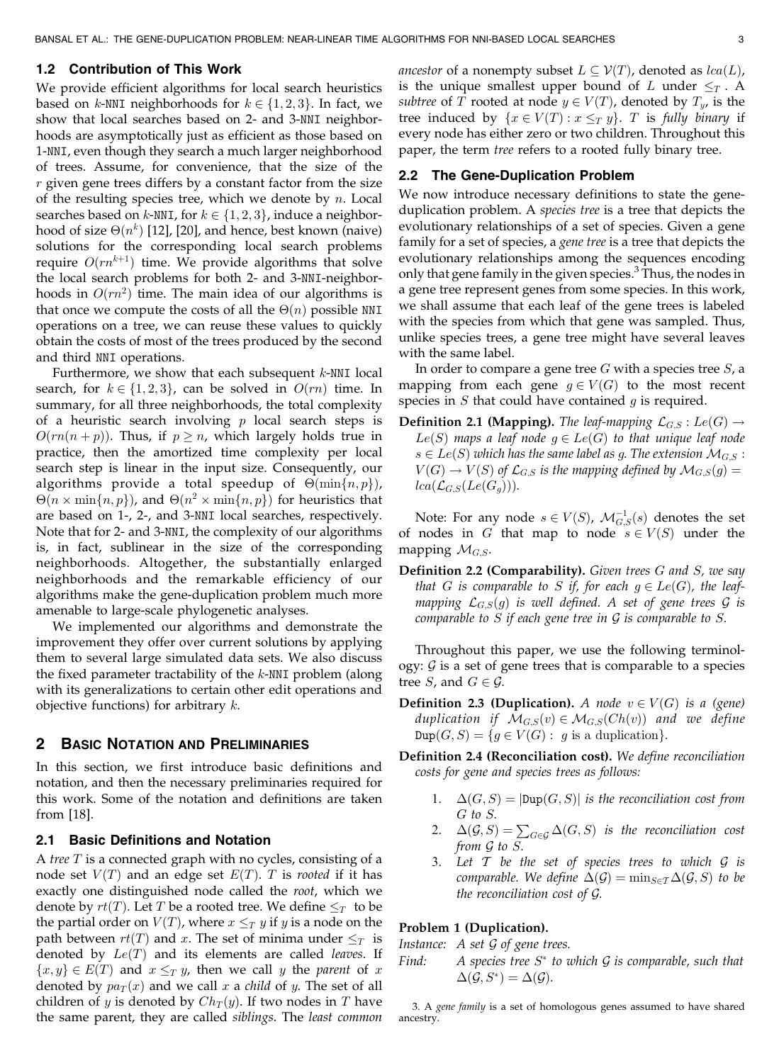### 1.2 Contribution of This Work

We provide efficient algorithms for local search heuristics based on $k$-NNI neighborhoods for $k \in \{1, 2, 3\}$. In fact, we show that local searches based on 2- and 3-NNI neighborhoods are asymptotically just as efficient as those based on 1-NNI, even though they search a much larger neighborhood of trees. Assume, for convenience, that the size of the $r$ given gene trees differs by a constant factor from the size of the resulting species tree, which we denote by $n$. Local searches based on $k$-NNI, for $k \in \{1, 2, 3\}$, induce a neighborhood of size $\Theta(n^k)$ [12], [20], and hence, best known (naive) solutions for the corresponding local search problems require $O(rn^{k+1})$ time. We provide algorithms that solve the local search problems for both 2- and 3-NNI-neighborhoods in $O(rn^2)$ time. The main idea of our algorithms is that once we compute the costs of all the $\Theta(n)$ possible NNI operations on a tree, we can reuse these values to quickly obtain the costs of most of the trees produced by the second and third NNI operations.

Furthermore, we show that each subsequent $k$-NNI local search, for $k \in \{1, 2, 3\}$, can be solved in $O(rn)$ time. In summary, for all three neighborhoods, the total complexity of a heuristic search involving $p$ local search steps is $O(rn(n + p))$. Thus, if $p \geq n$, which largely holds true in practice, then the amortized time complexity per local search step is linear in the input size. Consequently, our algorithms provide a total speedup of $\Theta(\min\{n, p\})$, $\Theta(n \times \min\{n, p\})$, and $\Theta(n^2 \times \min\{n, p\})$ for heuristics that are based on 1-, 2-, and 3-NNI local searches, respectively. Note that for 2- and 3-NNI, the complexity of our algorithms is, in fact, sublinear in the size of the corresponding neighborhoods. Altogether, the substantially enlarged neighborhoods and the remarkable efficiency of our algorithms make the gene-duplication problem much more amenable to large-scale phylogenetic analyses.

We implemented our algorithms and demonstrate the improvement they offer over current solutions by applying them to several large simulated data sets. We also discuss the fixed parameter tractability of the $k$-NNI problem (along with its generalizations to certain other edit operations and objective functions) for arbitrary $k$.

## 2 Basic Notation and Preliminaries

In this section, we first introduce basic definitions and notation, and then the necessary preliminaries required for this work. Some of the notation and definitions are taken from [18].

### 2.1 Basic Definitions and Notation

A *tree* $T$ is a connected graph with no cycles, consisting of a node set $V(T)$ and an edge set $E(T)$. $T$ is *rooted* if it has exactly one distinguished node called the *root*, which we denote by $rt(T)$. Let $T$ be a rooted tree. We define $\leq_T$ to be the partial order on $V(T)$, where $x \leq_T y$ if $y$ is a node on the path between $rt(T)$ and $x$. The set of minima under $\leq_T$ is denoted by $Le(T)$ and its elements are called *leaves*. If $\{x, y\} \in E(T)$ and $x \leq_T y$, then we call $y$ the *parent* of $x$ denoted by $pa_T(x)$ and we call $x$ a *child* of $y$. The set of all children of $y$ is denoted by $Ch_T(y)$. If two nodes in $T$ have the same parent, they are called *siblings*. The *least common ancestor* of a nonempty subset $L \subseteq \mathcal{V}(T)$, denoted as $lca(L)$, is the unique smallest upper bound of $L$ under $\leq_T$. A *subtree* of $T$ rooted at node $y \in V(T)$, denoted by $T_y$, is the tree induced by $\{x \in V(T) : x \leq_T y\}$. $T$ is *fully binary* if every node has either zero or two children. Throughout this paper, the term *tree* refers to a rooted fully binary tree.

### 2.2 The Gene-Duplication Problem

We now introduce necessary definitions to state the gene-duplication problem. A *species tree* is a tree that depicts the evolutionary relationships of a set of species. Given a gene family for a set of species, a *gene tree* is a tree that depicts the evolutionary relationships among the sequences encoding only that gene family in the given species.[3] Thus, the nodes in a gene tree represent genes from some species. In this work, we shall assume that each leaf of the gene trees is labeled with the species from which that gene was sampled. Thus, unlike species trees, a gene tree might have several leaves with the same label.

In order to compare a gene tree $G$ with a species tree $S$, a mapping from each gene $g \in V(G)$ to the most recent species in $S$ that could have contained $g$ is required.

**Definition 2.1 (Mapping).** *The leaf-mapping $\mathcal{L}_{G,S} : Le(G) \rightarrow Le(S)$ maps a leaf node $g \in Le(G)$ to that unique leaf node $s \in Le(S)$ which has the same label as $g$. The extension $\mathcal{M}_{G,S} : V(G) \rightarrow V(S)$ of $\mathcal{L}_{G,S}$ is the mapping defined by $\mathcal{M}_{G,S}(g) = lca(\mathcal{L}_{G,S}(Le(G_g)))$.*

Note: For any node $s \in V(S)$, $\mathcal{M}^{-1}_{G,S}(s)$ denotes the set of nodes in $G$ that map to node $s \in V(S)$ under the mapping $\mathcal{M}_{G,S}$.

**Definition 2.2 (Comparability).** *Given trees $G$ and $S$, we say that $G$ is comparable to $S$ if, for each $g \in Le(G)$, the leaf-mapping $\mathcal{L}_{G,S}(g)$ is well defined. A set of gene trees $\mathcal{G}$ is comparable to $S$ if each gene tree in $\mathcal{G}$ is comparable to $S$.*

Throughout this paper, we use the following terminology: $\mathcal{G}$ is a set of gene trees that is comparable to a species tree $S$, and $G \in \mathcal{G}$.

**Definition 2.3 (Duplication).** *A node $v \in V(G)$ is a (gene) duplication if $\mathcal{M}_{G,S}(v) \in \mathcal{M}_{G,S}(Ch(v))$ and we define $\text{Dup}(G, S) = \{g \in V(G) : g \text{ is a duplication}\}$.*

**Definition 2.4 (Reconciliation cost).** *We define reconciliation costs for gene and species trees as follows:*

1. *$\Delta(G, S) = |\text{Dup}(G, S)|$ is the reconciliation cost from $G$ to $S$.*
2. *$\Delta(\mathcal{G}, S) = \sum_{G \in \mathcal{G}} \Delta(G, S)$ is the reconciliation cost from $\mathcal{G}$ to $S$.*
3. *Let $\mathcal{T}$ be the set of species trees to which $\mathcal{G}$ is comparable. We define $\Delta(\mathcal{G}) = \min_{S \in \mathcal{T}} \Delta(\mathcal{G}, S)$ to be the reconciliation cost of $\mathcal{G}$.*

**Problem 1 (Duplication).**

*Instance:* A set $\mathcal{G}$ of gene trees.

*Find:* A species tree $S^*$ to which $\mathcal{G}$ is comparable, such that $\Delta(\mathcal{G}, S^*) = \Delta(\mathcal{G})$.

3. A *gene family* is a set of homologous genes assumed to have shared ancestry.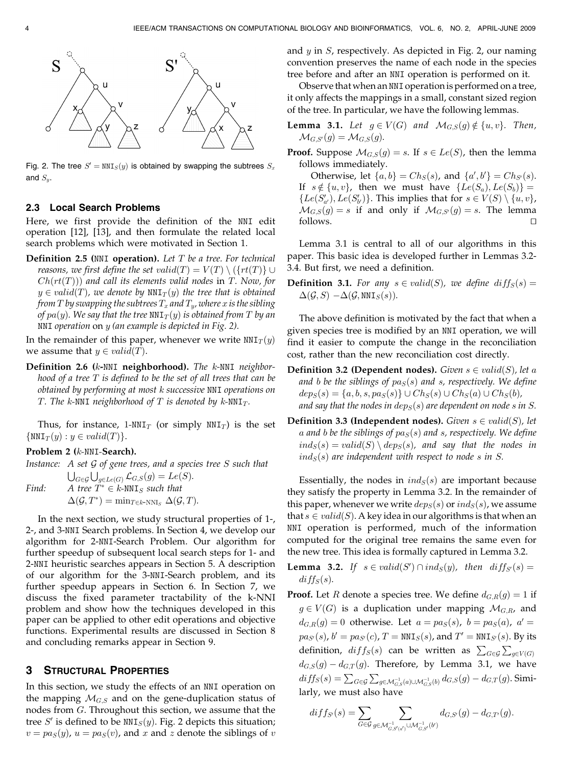Fig. 2. The tree $S' = \texttt{NNI}_S(y)$ is obtained by swapping the subtrees $S_x$ and $S_y$.

### 2.3 Local Search Problems

Here, we first provide the definition of the NNI edit operation [12], [13], and then formulate the related local search problems which were motivated in Section 1.

**Definition 2.5 (NNI operation).** *Let $T$ be a tree. For technical reasons, we first define the set $valid(T) = V(T) \setminus (\{rt(T)\} \cup Ch(rt(T)))$ and call its elements valid nodes in $T$. Now, for $y \in valid(T)$, we denote by $\texttt{NNI}_T(y)$ the tree that is obtained from $T$ by swapping the subtrees $T_x$ and $T_y$, where $x$ is the sibling of $pa(y)$. We say that the tree $\texttt{NNI}_T(y)$ is obtained from $T$ by an NNI operation on $y$ (an example is depicted in Fig. 2).*

In the remainder of this paper, whenever we write $\texttt{NNI}_T(y)$ we assume that $y \in valid(T)$.

**Definition 2.6 ($k$-NNI neighborhood).** *The $k$-NNI neighborhood of a tree $T$ is defined to be the set of all trees that can be obtained by performing at most $k$ successive NNI operations on $T$. The $k$-NNI neighborhood of $T$ is denoted by $k\text{-}\texttt{NNI}_T$.*

Thus, for instance, $1\text{-}\texttt{NNI}_T$ (or simply $\texttt{NNI}_T$) is the set $\{\texttt{NNI}_T(y) : y \in valid(T)\}$.

**Problem 2 ($k$-NNI-Search).**

*Instance:* A set $\mathcal{G}$ of gene trees, and a species tree $S$ such that $\bigcup_{G\in\mathcal{G}} \bigcup_{g\in Le(G)} \mathcal{L}_{G,S}(g) = Le(S)$.

*Find:* A tree $T^* \in k\text{-}\texttt{NNI}_S$ such that $\Delta(\mathcal{G}, T^*) = \min_{T\in k\text{-}\texttt{NNI}_S} \Delta(\mathcal{G}, T)$.

In the next section, we study structural properties of 1-, 2-, and 3-NNI Search problems. In Section 4, we develop our algorithm for 2-NNI-Search Problem. Our algorithm for further speedup of subsequent local search steps for 1- and 2-NNI heuristic searches appears in Section 5. A description of our algorithm for the 3-NNI-Search problem, and its further speedup appears in Section 6. In Section 7, we discuss the fixed parameter tractability of the k-NNI problem and show how the techniques developed in this paper can be applied to other edit operations and objective functions. Experimental results are discussed in Section 8 and concluding remarks appear in Section 9.

## 3 Structural Properties

In this section, we study the effects of an NNI operation on the mapping $\mathcal{M}_{G,S}$ and on the gene-duplication status of nodes from $G$. Throughout this section, we assume that the tree $S'$ is defined to be $\texttt{NNI}_S(y)$. Fig. 2 depicts this situation; $v = pa_S(y)$, $u = pa_S(v)$, and $x$ and $z$ denote the siblings of $v$ and $y$ in $S$, respectively. As depicted in Fig. 2, our naming convention preserves the name of each node in the species tree before and after an NNI operation is performed on it.

Observe that when an NNI operation is performed on a tree, it only affects the mappings in a small, constant sized region of the tree. In particular, we have the following lemmas.

**Lemma 3.1.** *Let $g \in V(G)$ and $\mathcal{M}_{G,S}(g) \notin \{u, v\}$. Then, $\mathcal{M}_{G,S'}(g) = \mathcal{M}_{G,S}(g)$.*

**Proof.** Suppose $\mathcal{M}_{G,S}(g) = s$. If $s \in Le(S)$, then the lemma follows immediately.

Otherwise, let $\{a, b\} = Ch_S(s)$, and $\{a', b'\} = Ch_{S'}(s)$. If $s \notin \{u, v\}$, then we must have $\{Le(S_a), Le(S_b)\} = \{Le(S'_{a'}), Le(S'_{b'})\}$. This implies that for $s \in V(S) \setminus \{u, v\}$, $\mathcal{M}_{G,S}(g) = s$ if and only if $\mathcal{M}_{G,S'}(g) = s$. The lemma follows. $\square$

Lemma 3.1 is central to all of our algorithms in this paper. This basic idea is developed further in Lemmas 3.2-3.4. But first, we need a definition.

**Definition 3.1.** *For any $s \in valid(S)$, we define $diff_S(s) = \Delta(\mathcal{G}, S) - \Delta(\mathcal{G}, \texttt{NNI}_S(s))$.*

The above definition is motivated by the fact that when a given species tree is modified by an NNI operation, we will find it easier to compute the change in the reconciliation cost, rather than the new reconciliation cost directly.

**Definition 3.2 (Dependent nodes).** *Given $s \in valid(S)$, let $a$ and $b$ be the siblings of $pa_S(s)$ and $s$, respectively. We define $dep_S(s) = \{a, b, s, pa_S(s)\} \cup Ch_S(s) \cup Ch_S(a) \cup Ch_S(b)$, and say that the nodes in $dep_S(s)$ are dependent on node $s$ in $S$.*

**Definition 3.3 (Independent nodes).** *Given $s \in valid(S)$, let $a$ and $b$ be the siblings of $pa_S(s)$ and $s$, respectively. We define $ind_S(s) = valid(S) \setminus dep_S(s)$, and say that the nodes in $ind_S(s)$ are independent with respect to node $s$ in $S$.*

Essentially, the nodes in $ind_S(s)$ are important because they satisfy the property in Lemma 3.2. In the remainder of this paper, whenever we write $dep_S(s)$ or $ind_S(s)$, we assume that $s \in valid(S)$. A key idea in our algorithms is that when an NNI operation is performed, much of the information computed for the original tree remains the same even for the new tree. This idea is formally captured in Lemma 3.2.

**Lemma 3.2.** *If $s \in valid(S') \cap ind_S(y)$, then $diff_{S'}(s) = diff_S(s)$.*

**Proof.** Let $R$ denote a species tree. We define $d_{G,R}(g) = 1$ if $g \in V(G)$ is a duplication under mapping $\mathcal{M}_{G,R}$, and $d_{G,R}(g) = 0$ otherwise. Let $a = pa_S(s)$, $b = pa_S(a)$, $a' = pa_{S'}(s)$, $b' = pa_{S'}(c)$, $T = \texttt{NNI}_S(s)$, and $T' = \texttt{NNI}_{S'}(s)$. By its definition, $diff_S(s)$ can be written as $\sum_{G\in\mathcal{G}} \sum_{g\in V(G)} d_{G,S}(g) - d_{G,T}(g)$. Therefore, by Lemma 3.1, we have $diff_S(s) = \sum_{G\in\mathcal{G}} \sum_{g\in \mathcal{M}^{-1}_{G,S}(a) \cup \mathcal{M}^{-1}_{G,S}(b)} d_{G,S}(g) - d_{G,T}(g)$. Similarly, we must also have

$$diff_{S'}(s) = \sum_{G\in\mathcal{G}} \sum_{g\in \mathcal{M}^{-1}_{G,S'}(a') \cup \mathcal{M}^{-1}_{G,S'}(b')} d_{G,S'}(g) - d_{G,T'}(g).$$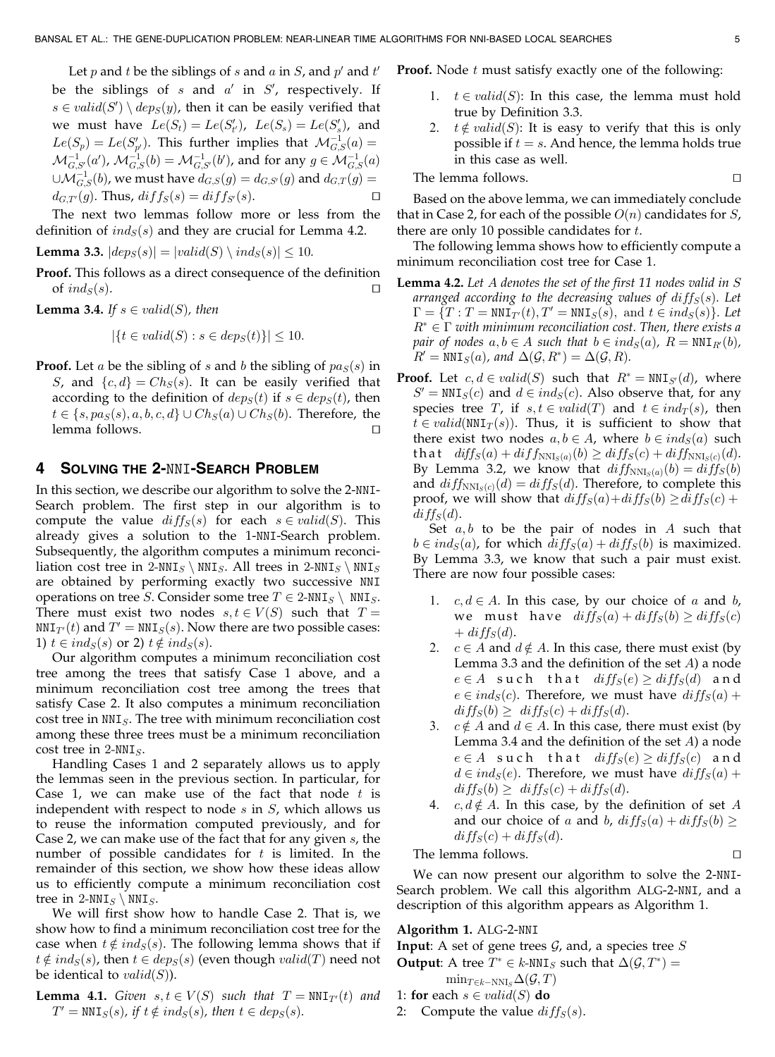Let $p$ and $t$ be the siblings of $s$ and $a$ in $S$, and $p'$ and $t'$ be the siblings of $s$ and $a'$ in $S'$, respectively. If $s \in valid(S') \setminus dep_S(y)$, then it can be easily verified that we must have $Le(S_t) = Le(S'_{t'})$, $Le(S_s) = Le(S'_s)$, and $Le(S_p) = Le(S'_{p'})$. This further implies that $\mathcal{M}^{-1}_{G,S}(a) = \mathcal{M}^{-1}_{G,S'}(a')$, $\mathcal{M}^{-1}_{G,S}(b) = \mathcal{M}^{-1}_{G,S'}(b')$, and for any $g \in \mathcal{M}^{-1}_{G,S}(a) \cup \mathcal{M}^{-1}_{G,S}(b)$, we must have $d_{G,S}(g) = d_{G,S'}(g)$ and $d_{G,T}(g) = d_{G,T'}(g)$. Thus, $diff_S(s) = diff_{S'}(s)$. □

The next two lemmas follow more or less from the definition of $ind_S(s)$ and they are crucial for Lemma 4.2.

**Lemma 3.3.** $|dep_S(s)| = |valid(S) \setminus ind_S(s)| \leq 10$.

**Proof.** This follows as a direct consequence of the definition of $ind_S(s)$. □

**Lemma 3.4.** *If $s \in valid(S)$, then*

$$|\{t \in valid(S) : s \in dep_S(t)\}| \leq 10.$$

**Proof.** Let $a$ be the sibling of $s$ and $b$ the sibling of $pa_S(s)$ in $S$, and $\{c, d\} = Ch_S(s)$. It can be easily verified that according to the definition of $dep_S(t)$ if $s \in dep_S(t)$, then $t \in \{s, pa_S(s), a, b, c, d\} \cup Ch_S(a) \cup Ch_S(b)$. Therefore, the lemma follows. □

## 4 Solving the 2-NNI-Search Problem

In this section, we describe our algorithm to solve the 2-NNI-Search problem. The first step in our algorithm is to compute the value $diff_S(s)$ for each $s \in valid(S)$. This already gives a solution to the 1-NNI-Search problem. Subsequently, the algorithm computes a minimum reconciliation cost tree in 2-$\text{NNI}_S \setminus \text{NNI}_S$. All trees in 2-$\text{NNI}_S \setminus \text{NNI}_S$ are obtained by performing exactly two successive NNI operations on tree $S$. Consider some tree $T \in$ 2-$\text{NNI}_S \setminus \text{NNI}_S$. There must exist two nodes $s, t \in V(S)$ such that $T = \text{NNI}_{T'}(t)$ and $T' = \text{NNI}_S(s)$. Now there are two possible cases: 1) $t \in ind_S(s)$ or 2) $t \notin ind_S(s)$.

Our algorithm computes a minimum reconciliation cost tree among the trees that satisfy Case 1 above, and a minimum reconciliation cost tree among the trees that satisfy Case 2. It also computes a minimum reconciliation cost tree in $\text{NNI}_S$. The tree with minimum reconciliation cost among these three trees must be a minimum reconciliation cost tree in 2-$\text{NNI}_S$.

Handling Cases 1 and 2 separately allows us to apply the lemmas seen in the previous section. In particular, for Case 1, we can make use of the fact that node $t$ is independent with respect to node $s$ in $S$, which allows us to reuse the information computed previously, and for Case 2, we can make use of the fact that for any given $s$, the number of possible candidates for $t$ is limited. In the remainder of this section, we show how these ideas allow us to efficiently compute a minimum reconciliation cost tree in 2-$\text{NNI}_S \setminus \text{NNI}_S$.

We will first show how to handle Case 2. That is, we show how to find a minimum reconciliation cost tree for the case when $t \notin ind_S(s)$. The following lemma shows that if $t \notin ind_S(s)$, then $t \in dep_S(s)$ (even though $valid(T)$ need not be identical to $valid(S)$).

**Lemma 4.1.** *Given $s, t \in V(S)$ such that $T = \text{NNI}_{T'}(t)$ and $T' = \text{NNI}_S(s)$, if $t \notin ind_S(s)$, then $t \in dep_S(s)$.*

**Proof.** Node $t$ must satisfy exactly one of the following:

1. $t \in valid(S)$: In this case, the lemma must hold true by Definition 3.3.
2. $t \notin valid(S)$: It is easy to verify that this is only possible if $t = s$. And hence, the lemma holds true in this case as well.

The lemma follows. □

Based on the above lemma, we can immediately conclude that in Case 2, for each of the possible $O(n)$ candidates for $S$, there are only 10 possible candidates for $t$.

The following lemma shows how to efficiently compute a minimum reconciliation cost tree for Case 1.

**Lemma 4.2.** *Let $A$ denote the set of the first 11 nodes valid in $S$ arranged according to the decreasing values of $diff_S(s)$. Let $\Gamma = \{T : T = \text{NNI}_{T'}(t), T' = \text{NNI}_S(s), \text{ and } t \in ind_S(s)\}$. Let $R^* \in \Gamma$ with minimum reconciliation cost. Then, there exists a pair of nodes $a, b \in A$ such that $b \in ind_S(a)$, $R = \text{NNI}_{R'}(b)$, $R' = \text{NNI}_S(a)$, and $\Delta(\mathcal{G}, R^*) = \Delta(\mathcal{G}, R)$.*

**Proof.** Let $c, d \in valid(S)$ such that $R^* = \text{NNI}_{S'}(d)$, where $S' = \text{NNI}_S(c)$ and $d \in ind_S(c)$. Also observe that, for any species tree $T$, if $s, t \in valid(T)$ and $t \in ind_T(s)$, then $t \in valid(\text{NNI}_T(s))$. Thus, it is sufficient to show that there exist two nodes $a, b \in A$, where $b \in ind_S(a)$ such that $diff_S(a) + diff_{\text{NNI}_S(a)}(b) \geq diff_S(c) + diff_{\text{NNI}_S(c)}(d)$. By Lemma 3.2, we know that $diff_{\text{NNI}_S(a)}(b) = diff_S(b)$ and $diff_{\text{NNI}_S(c)}(d) = diff_S(d)$. Therefore, to complete this proof, we will show that $diff_S(a) + diff_S(b) \geq diff_S(c) + diff_S(d)$.

Set $a, b$ to be the pair of nodes in $A$ such that $b \in ind_S(a)$, for which $diff_S(a) + diff_S(b)$ is maximized. By Lemma 3.3, we know that such a pair must exist. There are now four possible cases:

1. $c, d \in A$. In this case, by our choice of $a$ and $b$, we must have $diff_S(a) + diff_S(b) \geq diff_S(c) + diff_S(d)$.
2. $c \in A$ and $d \notin A$. In this case, there must exist (by Lemma 3.3 and the definition of the set $A$) a node $e \in A$ such that $diff_S(e) \geq diff_S(d)$ and $e \in ind_S(c)$. Therefore, we must have $diff_S(a) + diff_S(b) \geq diff_S(c) + diff_S(d)$.
3. $c \notin A$ and $d \in A$. In this case, there must exist (by Lemma 3.4 and the definition of the set $A$) a node $e \in A$ such that $diff_S(e) \geq diff_S(c)$ and $d \in ind_S(e)$. Therefore, we must have $diff_S(a) + diff_S(b) \geq diff_S(c) + diff_S(d)$.
4. $c, d \notin A$. In this case, by the definition of set $A$ and our choice of $a$ and $b$, $diff_S(a) + diff_S(b) \geq diff_S(c) + diff_S(d)$.

The lemma follows. □

We can now present our algorithm to solve the 2-NNI-Search problem. We call this algorithm ALG-2-NNI, and a description of this algorithm appears as Algorithm 1.

**Algorithm 1.** ALG-2-NNI

**Input**: A set of gene trees $\mathcal{G}$, and, a species tree $S$

**Output**: A tree $T^* \in k\text{-NNI}_S$ such that $\Delta(\mathcal{G}, T^*) = \min_{T \in k-\text{NNI}_S} \Delta(\mathcal{G}, T)$

1: **for** each $s \in valid(S)$ **do**

2: Compute the value $diff_S(s)$.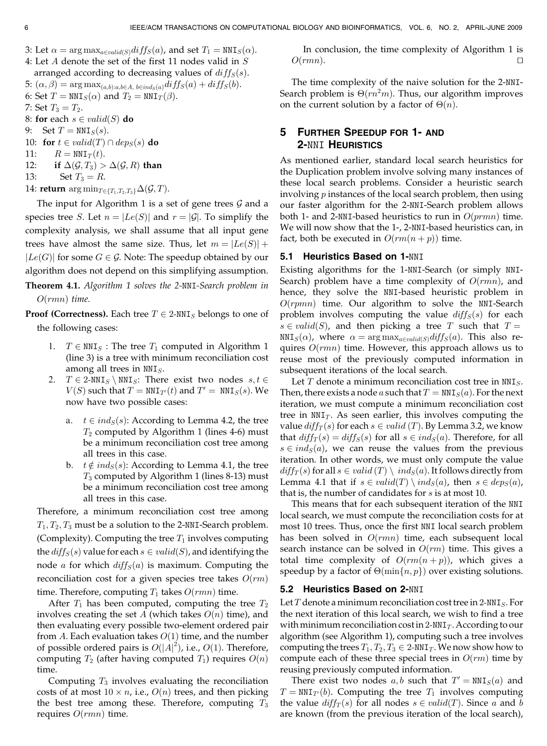3: Let $\alpha = \arg\max_{a \in valid(S)} diff_S(a)$, and set $T_1 = \texttt{NNI}_S(\alpha)$.
4: Let $A$ denote the set of the first 11 nodes valid in $S$ arranged according to decreasing values of $diff_S(s)$.
5: $(\alpha, \beta) = \arg\max_{(a,b): a,b \in A,\ b \in ind_S(a)} diff_S(a) + diff_S(b)$.
6: Set $T = \texttt{NNI}_S(\alpha)$ and $T_2 = \texttt{NNI}_T(\beta)$.
7: Set $T_3 = T_2$.
8: **for** each $s \in valid(S)$ **do**
9: Set $T = \texttt{NNI}_S(s)$.
10: **for** $t \in valid(T) \cap deps_S(s)$ **do**
11: $R = \texttt{NNI}_T(t)$.
12: **if** $\Delta(\mathcal{G}, T_3) > \Delta(\mathcal{G}, R)$ **than**
13: Set $T_3 = R$.
14: **return** $\arg\min_{T \in \{T_1, T_2, T_3\}} \Delta(\mathcal{G}, T)$.

The input for Algorithm 1 is a set of gene trees $\mathcal{G}$ and a species tree $S$. Let $n = |Le(S)|$ and $r = |\mathcal{G}|$. To simplify the complexity analysis, we shall assume that all input gene trees have almost the same size. Thus, let $m = |Le(S)| + |Le(G)|$ for some $G \in \mathcal{G}$. Note: The speedup obtained by our algorithm does not depend on this simplifying assumption.

**Theorem 4.1.** *Algorithm 1 solves the 2-*NNI*-Search problem in* $O(rmn)$ *time.*

**Proof (Correctness).** Each tree $T \in 2\text{-}\texttt{NNI}_S$ belongs to one of the following cases:

1. $T \in \texttt{NNI}_S$ : The tree $T_1$ computed in Algorithm 1 (line 3) is a tree with minimum reconciliation cost among all trees in $\texttt{NNI}_S$.
2. $T \in 2\text{-}\texttt{NNI}_S \setminus \texttt{NNI}_S$: There exist two nodes $s, t \in V(S)$ such that $T = \texttt{NNI}_{T'}(t)$ and $T' = \texttt{NNI}_S(s)$. We now have two possible cases:
   a. $t \in ind_S(s)$: According to Lemma 4.2, the tree $T_2$ computed by Algorithm 1 (lines 4-6) must be a minimum reconciliation cost tree among all trees in this case.
   b. $t \notin ind_S(s)$: According to Lemma 4.1, the tree $T_3$ computed by Algorithm 1 (lines 8-13) must be a minimum reconciliation cost tree among all trees in this case.

Therefore, a minimum reconciliation cost tree among $T_1, T_2, T_3$ must be a solution to the 2-NNI-Search problem. (Complexity). Computing the tree $T_1$ involves computing the $diff_S(s)$ value for each $s \in valid(S)$, and identifying the node $a$ for which $diff_S(a)$ is maximum. Computing the reconciliation cost for a given species tree takes $O(rm)$ time. Therefore, computing $T_1$ takes $O(rmn)$ time.

After $T_1$ has been computed, computing the tree $T_2$ involves creating the set $A$ (which takes $O(n)$ time), and then evaluating every possible two-element ordered pair from $A$. Each evaluation takes $O(1)$ time, and the number of possible ordered pairs is $O(|A|^2)$, i.e., $O(1)$. Therefore, computing $T_2$ (after having computed $T_1$) requires $O(n)$ time.

Computing $T_3$ involves evaluating the reconciliation costs of at most $10 \times n$, i.e., $O(n)$ trees, and then picking the best tree among these. Therefore, computing $T_3$ requires $O(rmn)$ time.

In conclusion, the time complexity of Algorithm 1 is $O(rmn)$. □

The time complexity of the naive solution for the 2-NNI-Search problem is $\Theta(rn^2m)$. Thus, our algorithm improves on the current solution by a factor of $\Theta(n)$.

## 5 Further Speedup for 1- and 2-NNI Heuristics

As mentioned earlier, standard local search heuristics for the Duplication problem involve solving many instances of these local search problems. Consider a heuristic search involving $p$ instances of the local search problem, then using our faster algorithm for the 2-NNI-Search problem allows both 1- and 2-NNI-based heuristics to run in $O(prmn)$ time. We will now show that the 1-, 2-NNI-based heuristics can, in fact, both be executed in $O(rm(n+p))$ time.

### 5.1 Heuristics Based on 1-NNI

Existing algorithms for the 1-NNI-Search (or simply NNI-Search) problem have a time complexity of $O(rmn)$, and hence, they solve the NNI-based heuristic problem in $O(rpmn)$ time. Our algorithm to solve the NNI-Search problem involves computing the value $diff_S(s)$ for each $s \in valid(S)$, and then picking a tree $T$ such that $T = \texttt{NNI}_S(\alpha)$, where $\alpha = \arg\max_{a \in valid(S)} diff_S(a)$. This also requires $O(rmn)$ time. However, this approach allows us to reuse most of the previously computed information in subsequent iterations of the local search.

Let $T$ denote a minimum reconciliation cost tree in $\texttt{NNI}_S$. Then, there exists a node $a$ such that $T = \texttt{NNI}_S(a)$. For the next iteration, we must compute a minimum reconciliation cost tree in $\texttt{NNI}_T$. As seen earlier, this involves computing the value $diff_T(s)$ for each $s \in valid(T)$. By Lemma 3.2, we know that $diff_T(s) = diff_S(s)$ for all $s \in ind_S(a)$. Therefore, for all $s \in ind_S(a)$, we can reuse the values from the previous iteration. In other words, we must only compute the value $diff_T(s)$ for all $s \in valid(T) \setminus ind_S(a)$. It follows directly from Lemma 4.1 that if $s \in valid(T) \setminus ind_S(a)$, then $s \in deps_S(a)$, that is, the number of candidates for $s$ is at most 10.

This means that for each subsequent iteration of the NNI local search, we must compute the reconciliation costs for at most 10 trees. Thus, once the first NNI local search problem has been solved in $O(rmn)$ time, each subsequent local search instance can be solved in $O(rm)$ time. This gives a total time complexity of $O(rm(n+p))$, which gives a speedup by a factor of $\Theta(\min\{n, p\})$ over existing solutions.

### 5.2 Heuristics Based on 2-NNI

Let $T$ denote a minimum reconciliation cost tree in $2\text{-}\texttt{NNI}_S$. For the next iteration of this local search, we wish to find a tree with minimum reconciliation cost in $2\text{-}\texttt{NNI}_T$. According to our algorithm (see Algorithm 1), computing such a tree involves computing the trees $T_1, T_2, T_3 \in 2\text{-}\texttt{NNI}_T$. We now show how to compute each of these three special trees in $O(rm)$ time by reusing previously computed information.

There exist two nodes $a, b$ such that $T' = \texttt{NNI}_S(a)$ and $T = \texttt{NNI}_{T'}(b)$. Computing the tree $T_1$ involves computing the value $diff_T(s)$ for all nodes $s \in valid(T)$. Since $a$ and $b$ are known (from the previous iteration of the local search),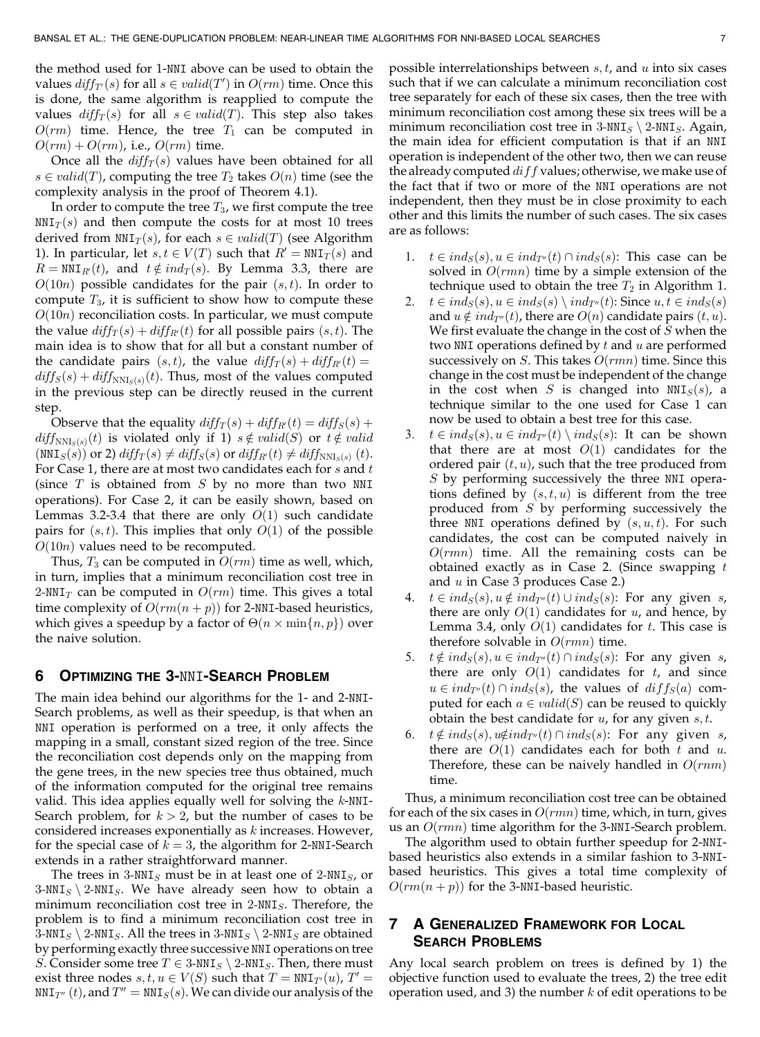the method used for 1-NNI above can be used to obtain the values $diff_{T'}(s)$ for all $s \in valid(T')$ in $O(rm)$ time. Once this is done, the same algorithm is reapplied to compute the values $diff_T(s)$ for all $s \in valid(T)$. This step also takes $O(rm)$ time. Hence, the tree $T_1$ can be computed in $O(rm) + O(rm)$, i.e., $O(rm)$ time.

Once all the $diff_T(s)$ values have been obtained for all $s \in valid(T)$, computing the tree $T_2$ takes $O(n)$ time (see the complexity analysis in the proof of Theorem 4.1).

In order to compute the tree $T_3$, we first compute the tree $\texttt{NNI}_T(s)$ and then compute the costs for at most 10 trees derived from $\texttt{NNI}_T(s)$, for each $s \in valid(T)$ (see Algorithm 1). In particular, let $s, t \in V(T)$ such that $R' = \texttt{NNI}_T(s)$ and $R = \texttt{NNI}_{R'}(t)$, and $t \notin ind_T(s)$. By Lemma 3.3, there are $O(10n)$ possible candidates for the pair $(s, t)$. In order to compute $T_3$, it is sufficient to show how to compute these $O(10n)$ reconciliation costs. In particular, we must compute the value $diff_T(s) + diff_{R'}(t)$ for all possible pairs $(s, t)$. The main idea is to show that for all but a constant number of the candidate pairs $(s, t)$, the value $diff_T(s) + diff_{R'}(t) = diff_S(s) + diff_{\texttt{NNI}_S(s)}(t)$. Thus, most of the values computed in the previous step can be directly reused in the current step.

Observe that the equality $diff_T(s) + diff_{R'}(t) = diff_S(s) + diff_{\texttt{NNI}_S(s)}(t)$ is violated only if 1) $s \notin valid(S)$ or $t \notin valid(\texttt{NNI}_S(s))$ or 2) $diff_T(s) \neq diff_S(s)$ or $diff_{R'}(t) \neq diff_{\texttt{NNI}_S(s)}(t)$. For Case 1, there are at most two candidates each for $s$ and $t$ (since $T$ is obtained from $S$ by no more than two NNI operations). For Case 2, it can be easily shown, based on Lemmas 3.2-3.4 that there are only $O(1)$ such candidate pairs for $(s, t)$. This implies that only $O(1)$ of the possible $O(10n)$ values need to be recomputed.

Thus, $T_3$ can be computed in $O(rm)$ time as well, which, in turn, implies that a minimum reconciliation cost tree in 2-$\texttt{NNI}_T$ can be computed in $O(rm)$ time. This gives a total time complexity of $O(rm(n + p))$ for 2-NNI-based heuristics, which gives a speedup by a factor of $\Theta(n \times \min\{n, p\})$ over the naive solution.

## 6 Optimizing the 3-NNI-Search Problem

The main idea behind our algorithms for the 1- and 2-NNI-Search problems, as well as their speedup, is that when an NNI operation is performed on a tree, it only affects the mapping in a small, constant sized region of the tree. Since the reconciliation cost depends only on the mapping from the gene trees, in the new species tree thus obtained, much of the information computed for the original tree remains valid. This idea applies equally well for solving the $k$-NNI-Search problem, for $k > 2$, but the number of cases to be considered increases exponentially as $k$ increases. However, for the special case of $k = 3$, the algorithm for 2-NNI-Search extends in a rather straightforward manner.

The trees in 3-$\texttt{NNI}_S$ must be in at least one of 2-$\texttt{NNI}_S$, or 3-$\texttt{NNI}_S \setminus$ 2-$\texttt{NNI}_S$. We have already seen how to obtain a minimum reconciliation cost tree in 2-$\texttt{NNI}_S$. Therefore, the problem is to find a minimum reconciliation cost tree in 3-$\texttt{NNI}_S \setminus$ 2-$\texttt{NNI}_S$. All the trees in 3-$\texttt{NNI}_S \setminus$ 2-$\texttt{NNI}_S$ are obtained by performing exactly three successive NNI operations on tree $S$. Consider some tree $T \in$ 3-$\texttt{NNI}_S \setminus$ 2-$\texttt{NNI}_S$. Then, there must exist three nodes $s, t, u \in V(S)$ such that $T = \texttt{NNI}_{T'}(u)$, $T' = \texttt{NNI}_{T''}(t)$, and $T'' = \texttt{NNI}_S(s)$. We can divide our analysis of the possible interrelationships between $s, t$, and $u$ into six cases such that if we can calculate a minimum reconciliation cost tree separately for each of these six cases, then the tree with minimum reconciliation cost among these six trees will be a minimum reconciliation cost tree in 3-$\texttt{NNI}_S \setminus$ 2-$\texttt{NNI}_S$. Again, the main idea for efficient computation is that if an NNI operation is independent of the other two, then we can reuse the already computed $diff$ values; otherwise, we make use of the fact that if two or more of the NNI operations are not independent, then they must be in close proximity to each other and this limits the number of such cases. The six cases are as follows:

1. $t \in ind_S(s), u \in ind_{T''}(t) \cap ind_S(s)$: This case can be solved in $O(rmn)$ time by a simple extension of the technique used to obtain the tree $T_2$ in Algorithm 1.
2. $t \in ind_S(s), u \in ind_S(s) \setminus ind_{T''}(t)$: Since $u, t \in ind_S(s)$ and $u \notin ind_{T''}(t)$, there are $O(n)$ candidate pairs $(t, u)$. We first evaluate the change in the cost of $S$ when the two NNI operations defined by $t$ and $u$ are performed successively on $S$. This takes $O(rmn)$ time. Since this change in the cost must be independent of the change in the cost when $S$ is changed into $\texttt{NNI}_S(s)$, a technique similar to the one used for Case 1 can now be used to obtain a best tree for this case.
3. $t \in ind_S(s), u \in ind_{T''}(t) \setminus ind_S(s)$: It can be shown that there are at most $O(1)$ candidates for the ordered pair $(t, u)$, such that the tree produced from $S$ by performing successively the three NNI operations defined by $(s, t, u)$ is different from the tree produced from $S$ by performing successively the three NNI operations defined by $(s, u, t)$. For such candidates, the cost can be computed naively in $O(rmn)$ time. All the remaining costs can be obtained exactly as in Case 2. (Since swapping $t$ and $u$ in Case 3 produces Case 2.)
4. $t \in ind_S(s), u \notin ind_{T''}(t) \cup ind_S(s)$: For any given $s$, there are only $O(1)$ candidates for $u$, and hence, by Lemma 3.4, only $O(1)$ candidates for $t$. This case is therefore solvable in $O(rmn)$ time.
5. $t \notin ind_S(s), u \in ind_{T''}(t) \cap ind_S(s)$: For any given $s$, there are only $O(1)$ candidates for $t$, and since $u \in ind_{T''}(t) \cap ind_S(s)$, the values of $diff_S(a)$ computed for each $a \in valid(S)$ can be reused to quickly obtain the best candidate for $u$, for any given $s, t$.
6. $t \notin ind_S(s), u \notin ind_{T''}(t) \cap ind_S(s)$: For any given $s$, there are $O(1)$ candidates each for both $t$ and $u$. Therefore, these can be naively handled in $O(rnm)$ time.

Thus, a minimum reconciliation cost tree can be obtained for each of the six cases in $O(rmn)$ time, which, in turn, gives us an $O(rmn)$ time algorithm for the 3-NNI-Search problem.

The algorithm used to obtain further speedup for 2-NNI-based heuristics also extends in a similar fashion to 3-NNI-based heuristics. This gives a total time complexity of $O(rm(n + p))$ for the 3-NNI-based heuristic.

## 7 A Generalized Framework for Local Search Problems

Any local search problem on trees is defined by 1) the objective function used to evaluate the trees, 2) the tree edit operation used, and 3) the number $k$ of edit operations to be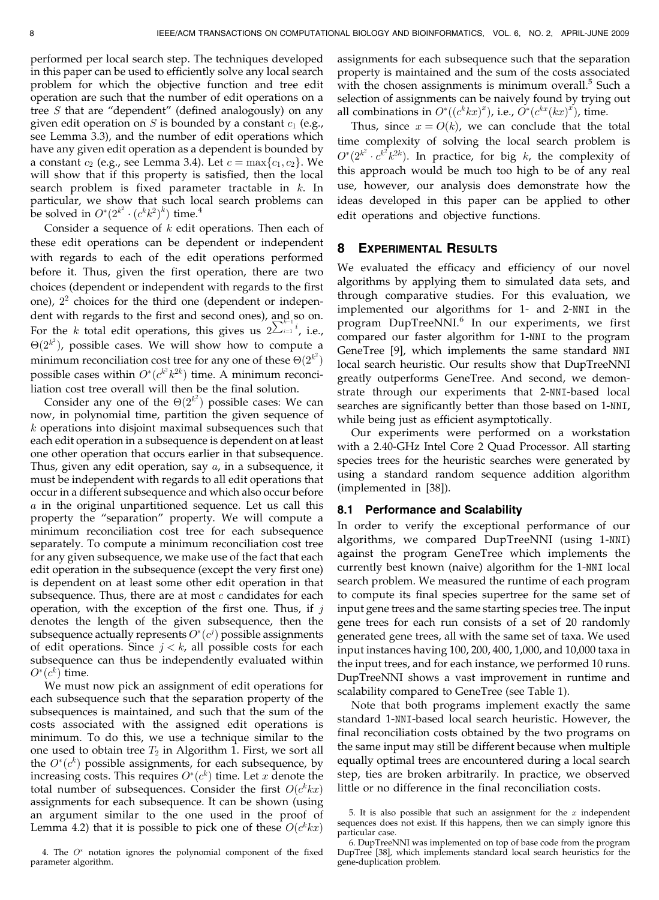performed per local search step. The techniques developed in this paper can be used to efficiently solve any local search problem for which the objective function and tree edit operation are such that the number of edit operations on a tree $S$ that are "dependent" (defined analogously) on any given edit operation on $S$ is bounded by a constant $c_1$ (e.g., see Lemma 3.3), and the number of edit operations which have any given edit operation as a dependent is bounded by a constant $c_2$ (e.g., see Lemma 3.4). Let $c = \max\{c_1, c_2\}$. We will show that if this property is satisfied, then the local search problem is fixed parameter tractable in $k$. In particular, we show that such local search problems can be solved in $O^*(2^{k^2} \cdot (c^k k^2)^k)$ time.[4]

Consider a sequence of $k$ edit operations. Then each of these edit operations can be dependent or independent with regards to each of the edit operations performed before it. Thus, given the first operation, there are two choices (dependent or independent with regards to the first one), $2^2$ choices for the third one (dependent or independent with regards to the first and second ones), and so on. For the $k$ total edit operations, this gives us $2^{\sum_{i=1}^{k-1} i}$, i.e., $\Theta(2^{k^2})$, possible cases. We will show how to compute a minimum reconciliation cost tree for any one of these $\Theta(2^{k^2})$ possible cases within $O^*(c^{k^2} k^{2k})$ time. A minimum reconciliation cost tree overall will then be the final solution.

Consider any one of the $\Theta(2^{k^2})$ possible cases: We can now, in polynomial time, partition the given sequence of $k$ operations into disjoint maximal subsequences such that each edit operation in a subsequence is dependent on at least one other operation that occurs earlier in that subsequence. Thus, given any edit operation, say $a$, in a subsequence, it must be independent with regards to all edit operations that occur in a different subsequence and which also occur before $a$ in the original unpartitioned sequence. Let us call this property the "separation" property. We will compute a minimum reconciliation cost tree for each subsequence separately. To compute a minimum reconciliation cost tree for any given subsequence, we make use of the fact that each edit operation in the subsequence (except the very first one) is dependent on at least some other edit operation in that subsequence. Thus, there are at most $c$ candidates for each operation, with the exception of the first one. Thus, if $j$ denotes the length of the given subsequence, then the subsequence actually represents $O^*(c^j)$ possible assignments of edit operations. Since $j < k$, all possible costs for each subsequence can thus be independently evaluated within $O^*(c^k)$ time.

We must now pick an assignment of edit operations for each subsequence such that the separation property of the subsequences is maintained, and such that the sum of the costs associated with the assigned edit operations is minimum. To do this, we use a technique similar to the one used to obtain tree $T_2$ in Algorithm 1. First, we sort all the $O^*(c^k)$ possible assignments, for each subsequence, by increasing costs. This requires $O^*(c^k)$ time. Let $x$ denote the total number of subsequences. Consider the first $O(c^k kx)$ assignments for each subsequence. It can be shown (using an argument similar to the one used in the proof of Lemma 4.2) that it is possible to pick one of these $O(c^k kx)$ assignments for each subsequence such that the separation property is maintained and the sum of the costs associated with the chosen assignments is minimum overall.[5] Such a selection of assignments can be naively found by trying out all combinations in $O^*((c^k kx)^x)$, i.e., $O^*(c^{kx}(kx)^x)$, time.

Thus, since $x = O(k)$, we can conclude that the total time complexity of solving the local search problem is $O^*(2^{k^2} \cdot c^{k^2} k^{2k})$. In practice, for big $k$, the complexity of this approach would be much too high to be of any real use, however, our analysis does demonstrate how the ideas developed in this paper can be applied to other edit operations and objective functions.

## 8 Experimental Results

We evaluated the efficacy and efficiency of our novel algorithms by applying them to simulated data sets, and through comparative studies. For this evaluation, we implemented our algorithms for 1- and 2-NNI in the program DupTreeNNI.[6] In our experiments, we first compared our faster algorithm for 1-NNI to the program GeneTree [9], which implements the same standard NNI local search heuristic. Our results show that DupTreeNNI greatly outperforms GeneTree. And second, we demonstrate through our experiments that 2-NNI-based local searches are significantly better than those based on 1-NNI, while being just as efficient asymptotically.

Our experiments were performed on a workstation with a 2.40-GHz Intel Core 2 Quad Processor. All starting species trees for the heuristic searches were generated by using a standard random sequence addition algorithm (implemented in [38]).

### 8.1 Performance and Scalability

In order to verify the exceptional performance of our algorithms, we compared DupTreeNNI (using 1-NNI) against the program GeneTree which implements the currently best known (naive) algorithm for the 1-NNI local search problem. We measured the runtime of each program to compute its final species supertree for the same set of input gene trees and the same starting species tree. The input gene trees for each run consists of a set of 20 randomly generated gene trees, all with the same set of taxa. We used input instances having 100, 200, 400, 1,000, and 10,000 taxa in the input trees, and for each instance, we performed 10 runs. DupTreeNNI shows a vast improvement in runtime and scalability compared to GeneTree (see Table 1).

Note that both programs implement exactly the same standard 1-NNI-based local search heuristic. However, the final reconciliation costs obtained by the two programs on the same input may still be different because when multiple equally optimal trees are encountered during a local search step, ties are broken arbitrarily. In practice, we observed little or no difference in the final reconciliation costs.

4. The $O^*$ notation ignores the polynomial component of the fixed parameter algorithm.

5. It is also possible that such an assignment for the $x$ independent sequences does not exist. If this happens, then we can simply ignore this particular case.

6. DupTreeNNI was implemented on top of base code from the program DupTree [38], which implements standard local search heuristics for the gene-duplication problem.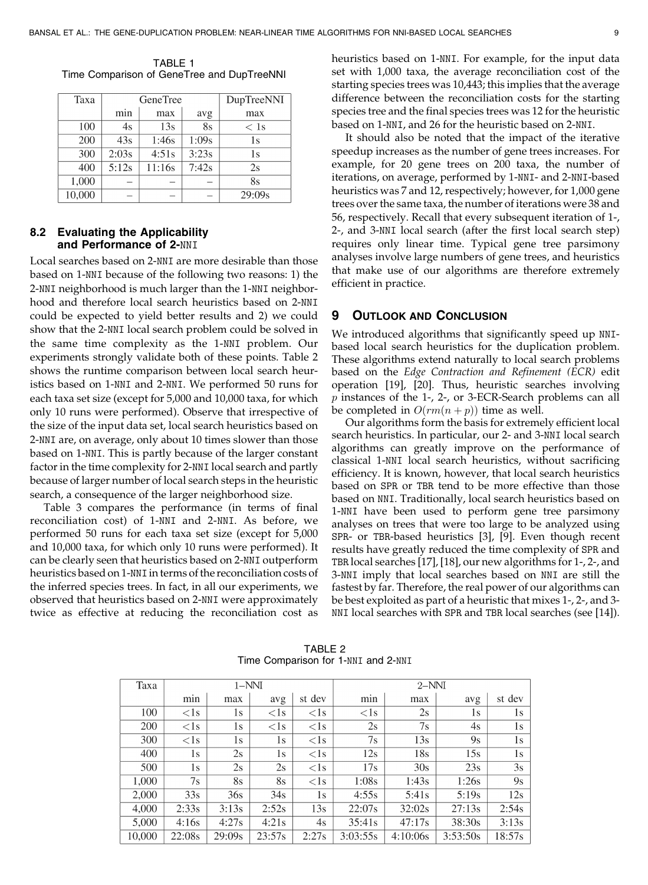TABLE 1
Time Comparison of GeneTree and DupTreeNNI

| Taxa | GeneTree | | | DupTreeNNI |
|---|---|---|---|---|
| | min | max | avg | max |
| 100 | 4s | 13s | 8s | < 1s |
| 200 | 43s | 1:46s | 1:09s | 1s |
| 300 | 2:03s | 4:51s | 3:23s | 1s |
| 400 | 5:12s | 11:16s | 7:42s | 2s |
| 1,000 | – | – | – | 8s |
| 10,000 | – | – | – | 29:09s |

### 8.2 Evaluating the Applicability and Performance of 2-NNI

Local searches based on 2-NNI are more desirable than those based on 1-NNI because of the following two reasons: 1) the 2-NNI neighborhood is much larger than the 1-NNI neighborhood and therefore local search heuristics based on 2-NNI could be expected to yield better results and 2) we could show that the 2-NNI local search problem could be solved in the same time complexity as the 1-NNI problem. Our experiments strongly validate both of these points. Table 2 shows the runtime comparison between local search heuristics based on 1-NNI and 2-NNI. We performed 50 runs for each taxa set size (except for 5,000 and 10,000 taxa, for which only 10 runs were performed). Observe that irrespective of the size of the input data set, local search heuristics based on 2-NNI are, on average, only about 10 times slower than those based on 1-NNI. This is partly because of the larger constant factor in the time complexity for 2-NNI local search and partly because of larger number of local search steps in the heuristic search, a consequence of the larger neighborhood size.

Table 3 compares the performance (in terms of final reconciliation cost) of 1-NNI and 2-NNI. As before, we performed 50 runs for each taxa set size (except for 5,000 and 10,000 taxa, for which only 10 runs were performed). It can be clearly seen that heuristics based on 2-NNI outperform heuristics based on 1-NNI in terms of the reconciliation costs of the inferred species trees. In fact, in all our experiments, we observed that heuristics based on 2-NNI were approximately twice as effective at reducing the reconciliation cost as heuristics based on 1-NNI. For example, for the input data set with 1,000 taxa, the average reconciliation cost of the starting species trees was 10,443; this implies that the average difference between the reconciliation costs for the starting species tree and the final species trees was 12 for the heuristic based on 1-NNI, and 26 for the heuristic based on 2-NNI.

It should also be noted that the impact of the iterative speedup increases as the number of gene trees increases. For example, for 20 gene trees on 200 taxa, the number of iterations, on average, performed by 1-NNI- and 2-NNI-based heuristics was 7 and 12, respectively; however, for 1,000 gene trees over the same taxa, the number of iterations were 38 and 56, respectively. Recall that every subsequent iteration of 1-, 2-, and 3-NNI local search (after the first local search step) requires only linear time. Typical gene tree parsimony analyses involve large numbers of gene trees, and heuristics that make use of our algorithms are therefore extremely efficient in practice.

## 9 Outlook and Conclusion

We introduced algorithms that significantly speed up NNI-based local search heuristics for the duplication problem. These algorithms extend naturally to local search problems based on the *Edge Contraction and Refinement (ECR)* edit operation [19], [20]. Thus, heuristic searches involving $p$ instances of the 1-, 2-, or 3-ECR-Search problems can all be completed in $O(rm(n+p))$ time as well.

Our algorithms form the basis for extremely efficient local search heuristics. In particular, our 2- and 3-NNI local search algorithms can greatly improve on the performance of classical 1-NNI local search heuristics, without sacrificing efficiency. It is known, however, that local search heuristics based on SPR or TBR tend to be more effective than those based on NNI. Traditionally, local search heuristics based on 1-NNI have been used to perform gene tree parsimony analyses on trees that were too large to be analyzed using SPR- or TBR-based heuristics [3], [9]. Even though recent results have greatly reduced the time complexity of SPR and TBR local searches [17], [18], our new algorithms for 1-, 2-, and 3-NNI imply that local searches based on NNI are still the fastest by far. Therefore, the real power of our algorithms can be best exploited as part of a heuristic that mixes 1-, 2-, and 3-NNI local searches with SPR and TBR local searches (see [14]).

TABLE 2
Time Comparison for 1-NNI and 2-NNI

| Taxa | 1–NNI | | | | 2–NNI | | | |
|---|---|---|---|---|---|---|---|---|
| | min | max | avg | st dev | min | max | avg | st dev |
| 100 | <1s | 1s | <1s | <1s | <1s | 2s | 1s | 1s |
| 200 | <1s | 1s | <1s | <1s | 2s | 7s | 4s | 1s |
| 300 | <1s | 1s | 1s | <1s | 7s | 13s | 9s | 1s |
| 400 | 1s | 2s | 1s | <1s | 12s | 18s | 15s | 1s |
| 500 | 1s | 2s | 2s | <1s | 17s | 30s | 23s | 3s |
| 1,000 | 7s | 8s | 8s | <1s | 1:08s | 1:43s | 1:26s | 9s |
| 2,000 | 33s | 36s | 34s | 1s | 4:55s | 5:41s | 5:19s | 12s |
| 4,000 | 2:33s | 3:13s | 2:52s | 13s | 22:07s | 32:02s | 27:13s | 2:54s |
| 5,000 | 4:16s | 4:27s | 4:21s | 4s | 35:41s | 47:17s | 38:30s | 3:13s |
| 10,000 | 22:08s | 29:09s | 23:57s | 2:27s | 3:03:55s | 4:10:06s | 3:53:50s | 18:57s |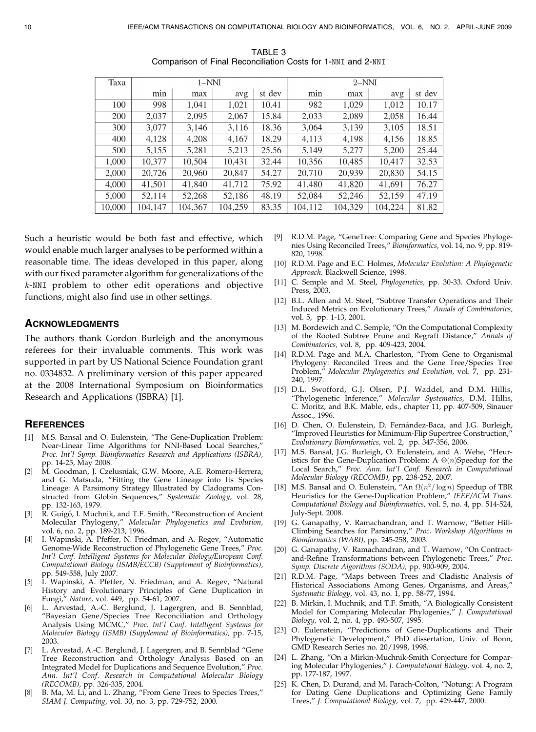TABLE 3
Comparison of Final Reconciliation Costs for 1-NNI and 2-NNI

| Taxa | 1–NNI | | | | 2–NNI | | | |
|---|---|---|---|---|---|---|---|---|
| | min | max | avg | st dev | min | max | avg | st dev |
| 100 | 998 | 1,041 | 1,021 | 10.41 | 982 | 1,029 | 1,012 | 10.17 |
| 200 | 2,037 | 2,095 | 2,067 | 15.84 | 2,033 | 2,089 | 2,058 | 16.44 |
| 300 | 3,077 | 3,146 | 3,116 | 18.36 | 3,064 | 3,139 | 3,105 | 18.51 |
| 400 | 4,128 | 4,208 | 4,167 | 18.29 | 4,113 | 4,198 | 4,156 | 18.85 |
| 500 | 5,155 | 5,281 | 5,213 | 25.56 | 5,149 | 5,277 | 5,200 | 25.44 |
| 1,000 | 10,377 | 10,504 | 10,431 | 32.44 | 10,356 | 10,485 | 10,417 | 32.53 |
| 2,000 | 20,726 | 20,960 | 20,847 | 54.27 | 20,710 | 20,939 | 20,830 | 54.15 |
| 4,000 | 41,501 | 41,840 | 41,712 | 75.92 | 41,480 | 41,820 | 41,691 | 76.27 |
| 5,000 | 52,114 | 52,268 | 52,186 | 48.19 | 52,084 | 52,246 | 52,159 | 47.19 |
| 10,000 | 104,147 | 104,367 | 104,259 | 83.35 | 104,112 | 104,329 | 104,224 | 81.82 |

Such a heuristic would be both fast and effective, which would enable much larger analyses to be performed within a reasonable time. The ideas developed in this paper, along with our fixed parameter algorithm for generalizations of the $k$-NNI problem to other edit operations and objective functions, might also find use in other settings.

## Acknowledgments

The authors thank Gordon Burleigh and the anonymous referees for their invaluable comments. This work was supported in part by US National Science Foundation grant no. 0334832. A preliminary version of this paper appeared at the 2008 International Symposium on Bioinformatics Research and Applications (ISBRA) [1].

## References

[1] M.S. Bansal and O. Eulenstein, "The Gene-Duplication Problem: Near-Linear Time Algorithms for NNI-Based Local Searches," *Proc. Int'l Symp. Bioinformatics Research and Applications (ISBRA),* pp. 14-25, May 2008.

[2] M. Goodman, J. Czelusniak, G.W. Moore, A.E. Romero-Herrera, and G. Matsuda, "Fitting the Gene Lineage into Its Species Lineage: A Parsimony Strategy Illustrated by Cladograms Constructed from Globin Sequences," *Systematic Zoology,* vol. 28, pp. 132-163, 1979.

[3] R. Guigó, I. Muchnik, and T.F. Smith, "Reconstruction of Ancient Molecular Phylogeny," *Molecular Phylogenetics and Evolution,* vol. 6, no. 2, pp. 189-213, 1996.

[4] I. Wapinski, A. Pfeffer, N. Friedman, and A. Regev, "Automatic Genome-Wide Reconstruction of Phylogenetic Gene Trees," *Proc. Int'l Conf. Intelligent Systems for Molecular Biology/European Conf. Computational Biology (ISMB/ECCB) (Supplement of Bioinformatics),* pp. 549-558, July 2007.

[5] I. Wapinski, A. Pfeffer, N. Friedman, and A. Regev, "Natural History and Evolutionary Principles of Gene Duplication in Fungi," *Nature,* vol. 449, pp. 54-61, 2007.

[6] L. Arvestad, A.-C. Berglund, J. Lagergren, and B. Sennblad, "Bayesian Gene/Species Tree Reconciliation and Orthology Analysis Using MCMC," *Proc. Int'l Conf. Intelligent Systems for Molecular Biology (ISMB) (Supplement of Bioinformatics),* pp. 7-15, 2003.

[7] L. Arvestad, A.-C. Berglund, J. Lagergren, and B. Sennblad "Gene Tree Reconstruction and Orthology Analysis Based on an Integrated Model for Duplications and Sequence Evolution," *Proc. Ann. Int'l Conf. Research in Computational Molecular Biology (RECOMB),* pp. 326-335, 2004.

[8] B. Ma, M. Li, and L. Zhang, "From Gene Trees to Species Trees," *SIAM J. Computing,* vol. 30, no. 3, pp. 729-752, 2000.

[9] R.D.M. Page, "GeneTree: Comparing Gene and Species Phylogenies Using Reconciled Trees," *Bioinformatics,* vol. 14, no. 9, pp. 819-820, 1998.

[10] R.D.M. Page and E.C. Holmes, *Molecular Evolution: A Phylogenetic Approach.* Blackwell Science, 1998.

[11] C. Semple and M. Steel, *Phylogenetics,* pp. 30-33. Oxford Univ. Press, 2003.

[12] B.L. Allen and M. Steel, "Subtree Transfer Operations and Their Induced Metrics on Evolutionary Trees," *Annals of Combinatorics,* vol. 5, pp. 1-13, 2001.

[13] M. Bordewich and C. Semple, "On the Computational Complexity of the Rooted Subtree Prune and Regraft Distance," *Annals of Combinatorics,* vol. 8, pp. 409-423, 2004.

[14] R.D.M. Page and M.A. Charleston, "From Gene to Organismal Phylogeny: Reconciled Trees and the Gene Tree/Species Tree Problem," *Molecular Phylogenetics and Evolution,* vol. 7, pp. 231-240, 1997.

[15] D.L. Swofford, G.J. Olsen, P.J. Waddel, and D.M. Hillis, "Phylogenetic Inference," *Molecular Systematics,* D.M. Hillis, C. Moritz, and B.K. Mable, eds., chapter 11, pp. 407-509, Sinauer Assoc., 1996.

[16] D. Chen, O. Eulenstein, D. Fernández-Baca, and J.G. Burleigh, "Improved Heuristics for Minimum-Flip Supertree Construction," *Evolutionary Bioinformatics,* vol. 2, pp. 347-356, 2006.

[17] M.S. Bansal, J.G. Burleigh, O. Eulenstein, and A. Wehe, "Heuristics for the Gene-Duplication Problem: A $\Theta(n)$Speedup for the Local Search," *Proc. Ann. Int'l Conf. Research in Computational Molecular Biology (RECOMB),* pp. 238-252, 2007.

[18] M.S. Bansal and O. Eulenstein, "An $\Omega(n^2/\log n)$ Speedup of TBR Heuristics for the Gene-Duplication Problem," *IEEE/ACM Trans. Computational Biology and Bioinformatics,* vol. 5, no. 4, pp. 514-524, July-Sept. 2008.

[19] G. Ganapathy, V. Ramachandran, and T. Warnow, "Better Hill-Climbing Searches for Parsimony," *Proc. Workshop Algorithms in Bioinformatics (WABI),* pp. 245-258, 2003.

[20] G. Ganapathy, V. Ramachandran, and T. Warnow, "On Contract-and-Refine Transformations between Phylogenetic Trees," *Proc. Symp. Discrete Algorithms (SODA),* pp. 900-909, 2004.

[21] R.D.M. Page, "Maps between Trees and Cladistic Analysis of Historical Associations Among Genes, Organisms, and Areas," *Systematic Biology,* vol. 43, no. 1, pp. 58-77, 1994.

[22] B. Mirkin, I. Muchnik, and T.F. Smith, "A Biologically Consistent Model for Comparing Molecular Phylogenies," *J. Computational Biology,* vol. 2, no. 4, pp. 493-507, 1995.

[23] O. Eulenstein, "Predictions of Gene-Duplications and Their Phylogenetic Development," PhD dissertation, Univ. of Bonn, GMD Research Series no. 20/1998, 1998.

[24] L. Zhang, "On a Mirkin-Muchnik-Smith Conjecture for Comparing Molecular Phylogenies," *J. Computational Biology,* vol. 4, no. 2, pp. 177-187, 1997.

[25] K. Chen, D. Durand, and M. Farach-Colton, "Notung: A Program for Dating Gene Duplications and Optimizing Gene Family Trees," *J. Computational Biology,* vol. 7, pp. 429-447, 2000.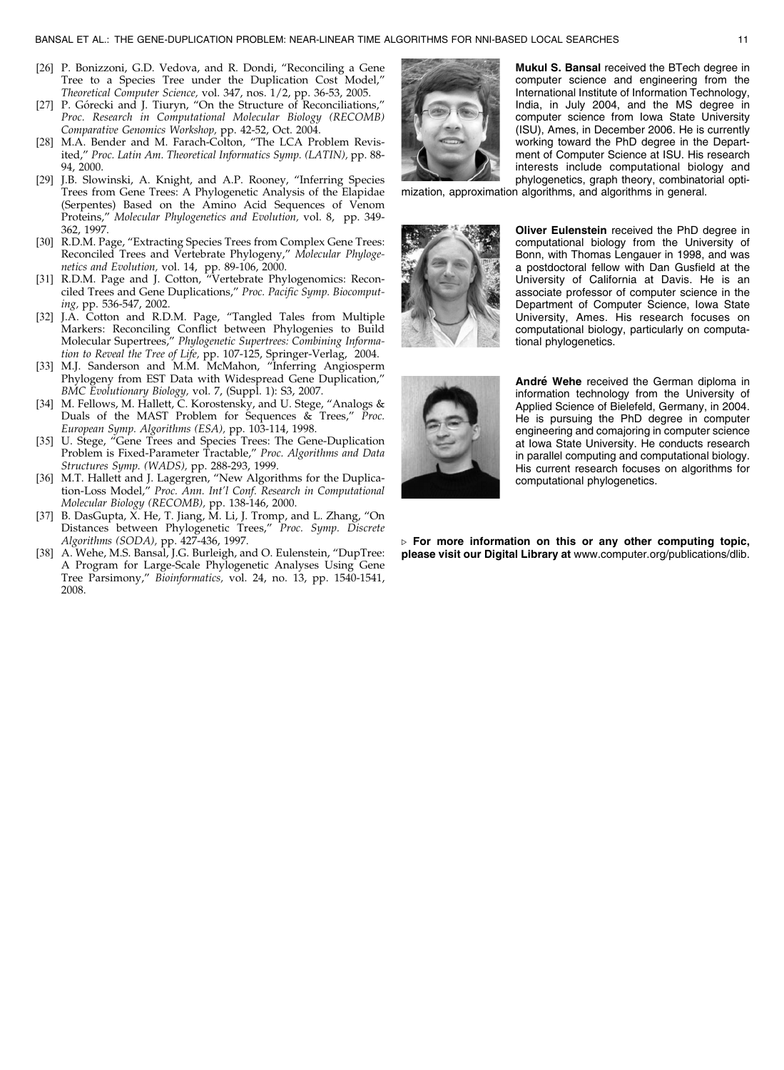[26] P. Bonizzoni, G.D. Vedova, and R. Dondi, "Reconciling a Gene Tree to a Species Tree under the Duplication Cost Model," *Theoretical Computer Science,* vol. 347, nos. 1/2, pp. 36-53, 2005.

[27] P. Górecki and J. Tiuryn, "On the Structure of Reconciliations," *Proc. Research in Computational Molecular Biology (RECOMB) Comparative Genomics Workshop,* pp. 42-52, Oct. 2004.

[28] M.A. Bender and M. Farach-Colton, "The LCA Problem Revisited," *Proc. Latin Am. Theoretical Informatics Symp. (LATIN),* pp. 88-94, 2000.

[29] J.B. Slowinski, A. Knight, and A.P. Rooney, "Inferring Species Trees from Gene Trees: A Phylogenetic Analysis of the Elapidae (Serpentes) Based on the Amino Acid Sequences of Venom Proteins," *Molecular Phylogenetics and Evolution,* vol. 8, pp. 349-362, 1997.

[30] R.D.M. Page, "Extracting Species Trees from Complex Gene Trees: Reconciled Trees and Vertebrate Phylogeny," *Molecular Phylogenetics and Evolution,* vol. 14, pp. 89-106, 2000.

[31] R.D.M. Page and J. Cotton, "Vertebrate Phylogenomics: Reconciled Trees and Gene Duplications," *Proc. Pacific Symp. Biocomputing,* pp. 536-547, 2002.

[32] J.A. Cotton and R.D.M. Page, "Tangled Tales from Multiple Markers: Reconciling Conflict between Phylogenies to Build Molecular Supertrees," *Phylogenetic Supertrees: Combining Information to Reveal the Tree of Life,* pp. 107-125, Springer-Verlag, 2004.

[33] M.J. Sanderson and M.M. McMahon, "Inferring Angiosperm Phylogeny from EST Data with Widespread Gene Duplication," *BMC Evolutionary Biology,* vol. 7, (Suppl. 1): S3, 2007.

[34] M. Fellows, M. Hallett, C. Korostensky, and U. Stege, "Analogs & Duals of the MAST Problem for Sequences & Trees," *Proc. European Symp. Algorithms (ESA),* pp. 103-114, 1998.

[35] U. Stege, "Gene Trees and Species Trees: The Gene-Duplication Problem is Fixed-Parameter Tractable," *Proc. Algorithms and Data Structures Symp. (WADS),* pp. 288-293, 1999.

[36] M.T. Hallett and J. Lagergren, "New Algorithms for the Duplication-Loss Model," *Proc. Ann. Int'l Conf. Research in Computational Molecular Biology (RECOMB),* pp. 138-146, 2000.

[37] B. DasGupta, X. He, T. Jiang, M. Li, J. Tromp, and L. Zhang, "On Distances between Phylogenetic Trees," *Proc. Symp. Discrete Algorithms (SODA),* pp. 427-436, 1997.

[38] A. Wehe, M.S. Bansal, J.G. Burleigh, and O. Eulenstein, "DupTree: A Program for Large-Scale Phylogenetic Analyses Using Gene Tree Parsimony," *Bioinformatics,* vol. 24, no. 13, pp. 1540-1541, 2008.

**Mukul S. Bansal** received the BTech degree in computer science and engineering from the International Institute of Information Technology, India, in July 2004, and the MS degree in computer science from Iowa State University (ISU), Ames, in December 2006. He is currently working toward the PhD degree in the Department of Computer Science at ISU. His research interests include computational biology and phylogenetics, graph theory, combinatorial optimization, approximation algorithms, and algorithms in general.

**Oliver Eulenstein** received the PhD degree in computational biology from the University of Bonn, with Thomas Lengauer in 1998, and was a postdoctoral fellow with Dan Gusfield at the University of California at Davis. He is an associate professor of computer science in the Department of Computer Science, Iowa State University, Ames. His research focuses on computational biology, particularly on computational phylogenetics.

**André Wehe** received the German diploma in information technology from the University of Applied Science of Bielefeld, Germany, in 2004. He is pursuing the PhD degree in computer engineering and comajoring in computer science at Iowa State University. He conducts research in parallel computing and computational biology. His current research focuses on algorithms for computational phylogenetics.

▷ **For more information on this or any other computing topic, please visit our Digital Library at** www.computer.org/publications/dlib.